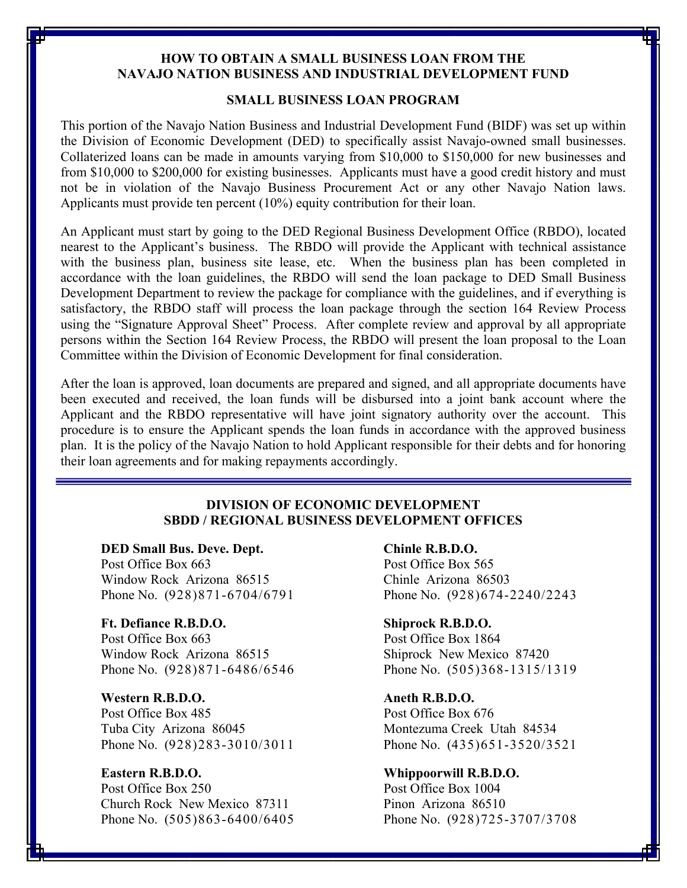# HOW TO OBTAIN A SMALL BUSINESS LOAN FROM THE NAVAJO NATION BUSINESS AND INDUSTRIAL DEVELOPMENT FUND

## SMALL BUSINESS LOAN PROGRAM

This portion of the Navajo Nation Business and Industrial Development Fund (BIDF) was set up within the Division of Economic Development (DED) to specifically assist Navajo-owned small businesses. Collaterized loans can be made in amounts varying from $10,000 to $150,000 for new businesses and from $10,000 to $200,000 for existing businesses. Applicants must have a good credit history and must not be in violation of the Navajo Business Procurement Act or any other Navajo Nation laws. Applicants must provide ten percent (10%) equity contribution for their loan.

An Applicant must start by going to the DED Regional Business Development Office (RBDO), located nearest to the Applicant's business. The RBDO will provide the Applicant with technical assistance with the business plan, business site lease, etc. When the business plan has been completed in accordance with the loan guidelines, the RBDO will send the loan package to DED Small Business Development Department to review the package for compliance with the guidelines, and if everything is satisfactory, the RBDO staff will process the loan package through the section 164 Review Process using the "Signature Approval Sheet" Process. After complete review and approval by all appropriate persons within the Section 164 Review Process, the RBDO will present the loan proposal to the Loan Committee within the Division of Economic Development for final consideration.

After the loan is approved, loan documents are prepared and signed, and all appropriate documents have been executed and received, the loan funds will be disbursed into a joint bank account where the Applicant and the RBDO representative will have joint signatory authority over the account. This procedure is to ensure the Applicant spends the loan funds in accordance with the approved business plan. It is the policy of the Navajo Nation to hold Applicant responsible for their debts and for honoring their loan agreements and for making repayments accordingly.

---

## DIVISION OF ECONOMIC DEVELOPMENT
## SBDD / REGIONAL BUSINESS DEVELOPMENT OFFICES

**DED Small Bus. Deve. Dept.**
Post Office Box 663
Window Rock Arizona 86515
Phone No. (928)871-6704/6791

**Ft. Defiance R.B.D.O.**
Post Office Box 663
Window Rock Arizona 86515
Phone No. (928)871-6486/6546

**Western R.B.D.O.**
Post Office Box 485
Tuba City Arizona 86045
Phone No. (928)283-3010/3011

**Eastern R.B.D.O.**
Post Office Box 250
Church Rock New Mexico 87311
Phone No. (505)863-6400/6405

**Chinle R.B.D.O.**
Post Office Box 565
Chinle Arizona 86503
Phone No. (928)674-2240/2243

**Shiprock R.B.D.O.**
Post Office Box 1864
Shiprock New Mexico 87420
Phone No. (505)368-1315/1319

**Aneth R.B.D.O.**
Post Office Box 676
Montezuma Creek Utah 84534
Phone No. (435)651-3520/3521

**Whippoorwill R.B.D.O.**
Post Office Box 1004
Pinon Arizona 86510
Phone No. (928)725-3707/3708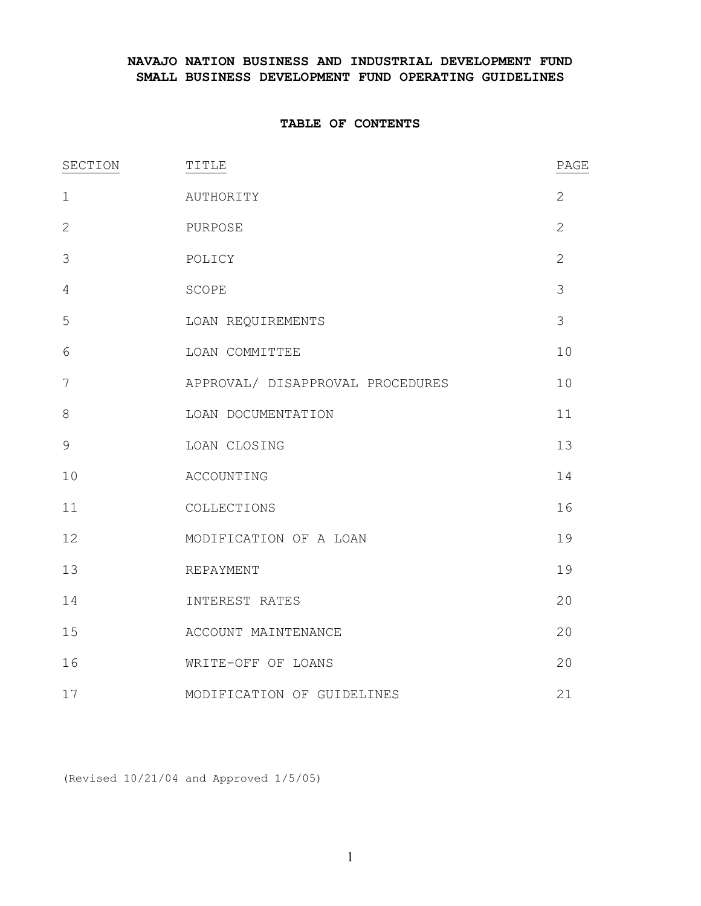**NAVAJO NATION BUSINESS AND INDUSTRIAL DEVELOPMENT FUND**
**SMALL BUSINESS DEVELOPMENT FUND OPERATING GUIDELINES**

**TABLE OF CONTENTS**

| SECTION | TITLE | PAGE |
|---|---|---|
| 1 | AUTHORITY | 2 |
| 2 | PURPOSE | 2 |
| 3 | POLICY | 2 |
| 4 | SCOPE | 3 |
| 5 | LOAN REQUIREMENTS | 3 |
| 6 | LOAN COMMITTEE | 10 |
| 7 | APPROVAL/ DISAPPROVAL PROCEDURES | 10 |
| 8 | LOAN DOCUMENTATION | 11 |
| 9 | LOAN CLOSING | 13 |
| 10 | ACCOUNTING | 14 |
| 11 | COLLECTIONS | 16 |
| 12 | MODIFICATION OF A LOAN | 19 |
| 13 | REPAYMENT | 19 |
| 14 | INTEREST RATES | 20 |
| 15 | ACCOUNT MAINTENANCE | 20 |
| 16 | WRITE-OFF OF LOANS | 20 |
| 17 | MODIFICATION OF GUIDELINES | 21 |

(Revised 10/21/04 and Approved 1/5/05)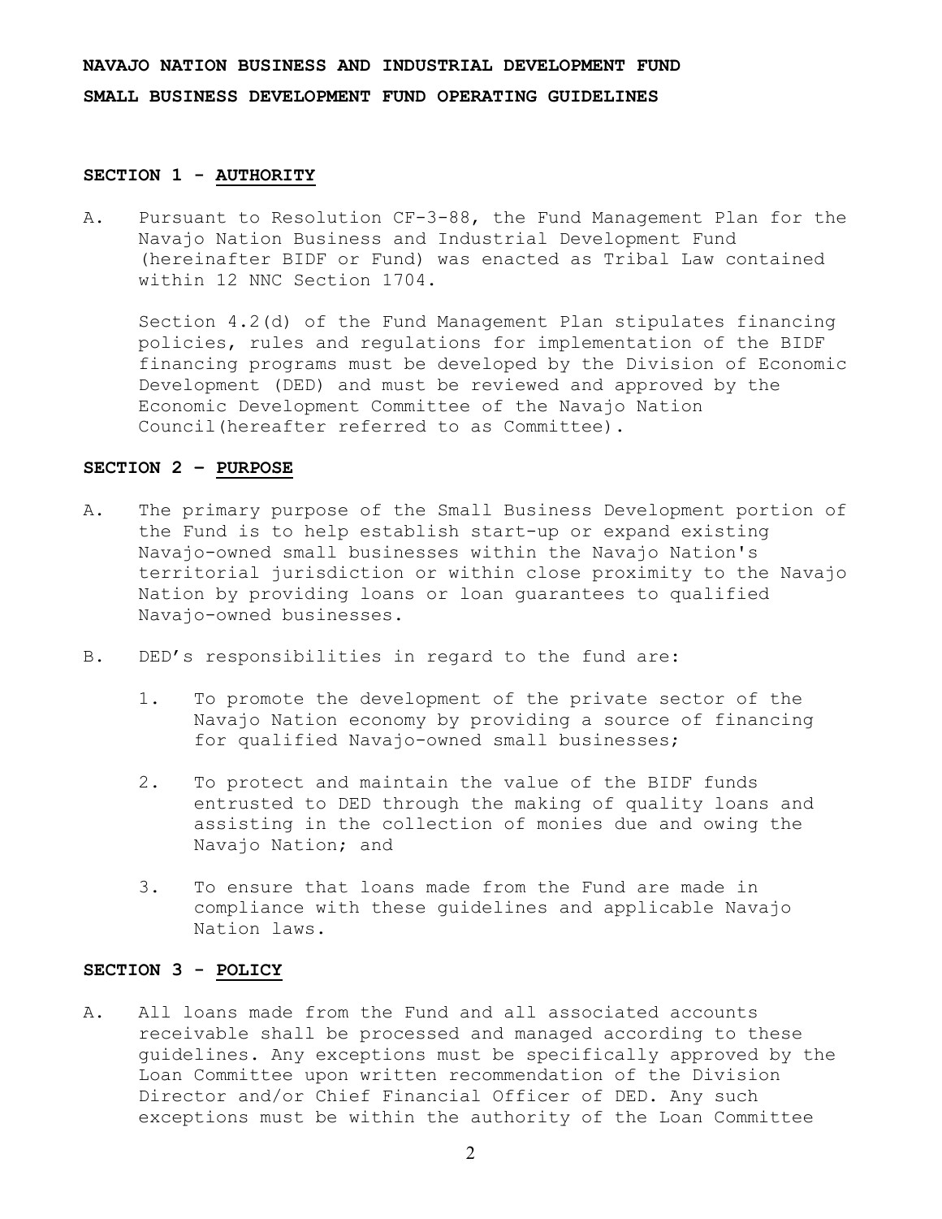**NAVAJO NATION BUSINESS AND INDUSTRIAL DEVELOPMENT FUND**

**SMALL BUSINESS DEVELOPMENT FUND OPERATING GUIDELINES**

## SECTION 1 - AUTHORITY

A. Pursuant to Resolution CF-3-88, the Fund Management Plan for the Navajo Nation Business and Industrial Development Fund (hereinafter BIDF or Fund) was enacted as Tribal Law contained within 12 NNC Section 1704.

Section 4.2(d) of the Fund Management Plan stipulates financing policies, rules and regulations for implementation of the BIDF financing programs must be developed by the Division of Economic Development (DED) and must be reviewed and approved by the Economic Development Committee of the Navajo Nation Council(hereafter referred to as Committee).

## SECTION 2 – PURPOSE

A. The primary purpose of the Small Business Development portion of the Fund is to help establish start-up or expand existing Navajo-owned small businesses within the Navajo Nation's territorial jurisdiction or within close proximity to the Navajo Nation by providing loans or loan guarantees to qualified Navajo-owned businesses.

B. DED's responsibilities in regard to the fund are:

1. To promote the development of the private sector of the Navajo Nation economy by providing a source of financing for qualified Navajo-owned small businesses;

2. To protect and maintain the value of the BIDF funds entrusted to DED through the making of quality loans and assisting in the collection of monies due and owing the Navajo Nation; and

3. To ensure that loans made from the Fund are made in compliance with these guidelines and applicable Navajo Nation laws.

## SECTION 3 - POLICY

A. All loans made from the Fund and all associated accounts receivable shall be processed and managed according to these guidelines. Any exceptions must be specifically approved by the Loan Committee upon written recommendation of the Division Director and/or Chief Financial Officer of DED. Any such exceptions must be within the authority of the Loan Committee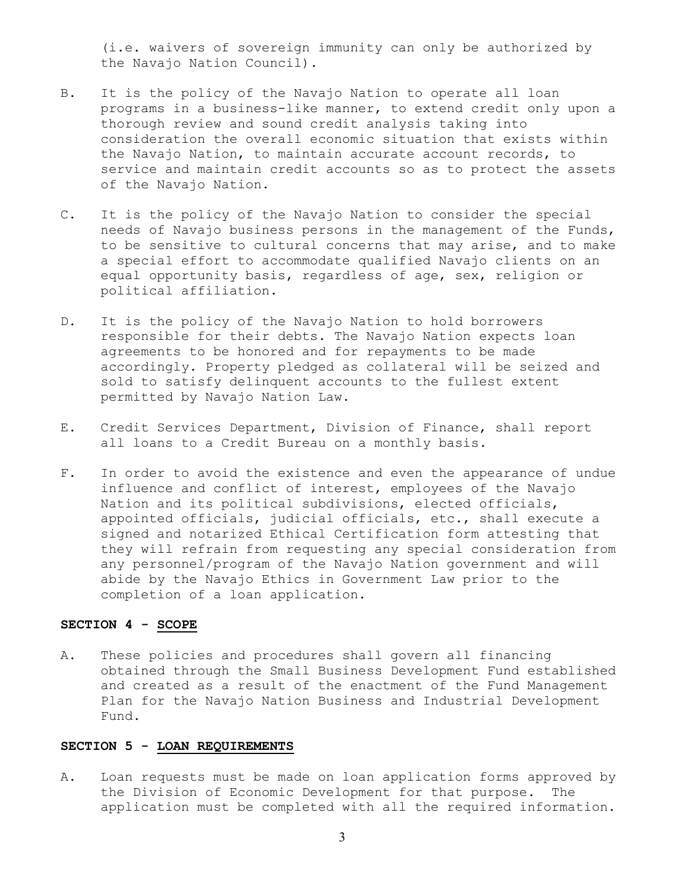(i.e. waivers of sovereign immunity can only be authorized by the Navajo Nation Council).

B. It is the policy of the Navajo Nation to operate all loan programs in a business-like manner, to extend credit only upon a thorough review and sound credit analysis taking into consideration the overall economic situation that exists within the Navajo Nation, to maintain accurate account records, to service and maintain credit accounts so as to protect the assets of the Navajo Nation.

C. It is the policy of the Navajo Nation to consider the special needs of Navajo business persons in the management of the Funds, to be sensitive to cultural concerns that may arise, and to make a special effort to accommodate qualified Navajo clients on an equal opportunity basis, regardless of age, sex, religion or political affiliation.

D. It is the policy of the Navajo Nation to hold borrowers responsible for their debts. The Navajo Nation expects loan agreements to be honored and for repayments to be made accordingly. Property pledged as collateral will be seized and sold to satisfy delinquent accounts to the fullest extent permitted by Navajo Nation Law.

E. Credit Services Department, Division of Finance, shall report all loans to a Credit Bureau on a monthly basis.

F. In order to avoid the existence and even the appearance of undue influence and conflict of interest, employees of the Navajo Nation and its political subdivisions, elected officials, appointed officials, judicial officials, etc., shall execute a signed and notarized Ethical Certification form attesting that they will refrain from requesting any special consideration from any personnel/program of the Navajo Nation government and will abide by the Navajo Ethics in Government Law prior to the completion of a loan application.

## SECTION 4 - SCOPE

A. These policies and procedures shall govern all financing obtained through the Small Business Development Fund established and created as a result of the enactment of the Fund Management Plan for the Navajo Nation Business and Industrial Development Fund.

## SECTION 5 - LOAN REQUIREMENTS

A. Loan requests must be made on loan application forms approved by the Division of Economic Development for that purpose. The application must be completed with all the required information.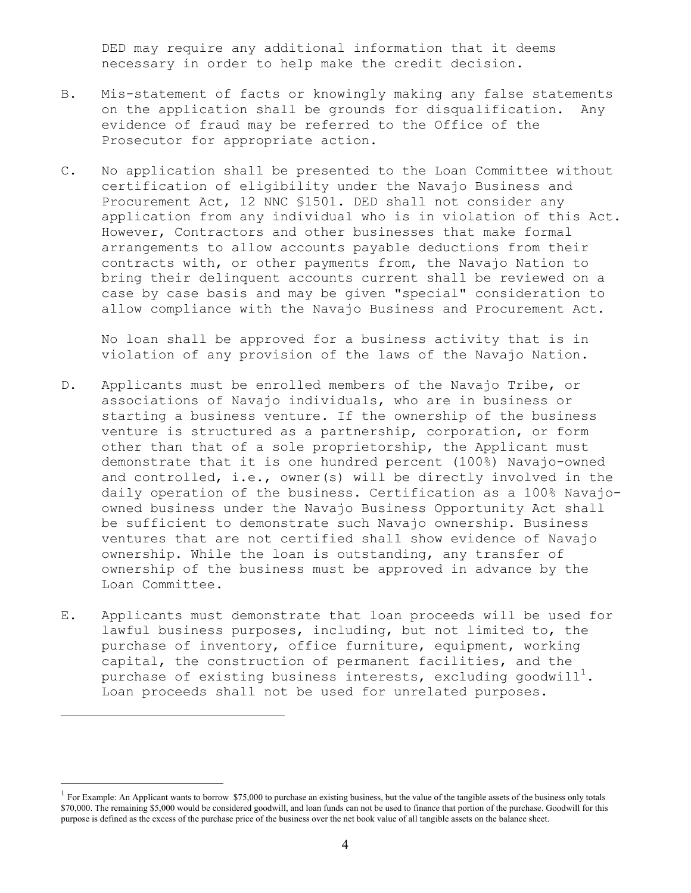DED may require any additional information that it deems necessary in order to help make the credit decision.

B. Mis-statement of facts or knowingly making any false statements on the application shall be grounds for disqualification. Any evidence of fraud may be referred to the Office of the Prosecutor for appropriate action.

C. No application shall be presented to the Loan Committee without certification of eligibility under the Navajo Business and Procurement Act, 12 NNC §1501. DED shall not consider any application from any individual who is in violation of this Act. However, Contractors and other businesses that make formal arrangements to allow accounts payable deductions from their contracts with, or other payments from, the Navajo Nation to bring their delinquent accounts current shall be reviewed on a case by case basis and may be given "special" consideration to allow compliance with the Navajo Business and Procurement Act.

   No loan shall be approved for a business activity that is in violation of any provision of the laws of the Navajo Nation.

D. Applicants must be enrolled members of the Navajo Tribe, or associations of Navajo individuals, who are in business or starting a business venture. If the ownership of the business venture is structured as a partnership, corporation, or form other than that of a sole proprietorship, the Applicant must demonstrate that it is one hundred percent (100%) Navajo-owned and controlled, i.e., owner(s) will be directly involved in the daily operation of the business. Certification as a 100% Navajo-owned business under the Navajo Business Opportunity Act shall be sufficient to demonstrate such Navajo ownership. Business ventures that are not certified shall show evidence of Navajo ownership. While the loan is outstanding, any transfer of ownership of the business must be approved in advance by the Loan Committee.

E. Applicants must demonstrate that loan proceeds will be used for lawful business purposes, including, but not limited to, the purchase of inventory, office furniture, equipment, working capital, the construction of permanent facilities, and the purchase of existing business interests, excluding goodwill[1]. Loan proceeds shall not be used for unrelated purposes.

---

[1] For Example: An Applicant wants to borrow $75,000 to purchase an existing business, but the value of the tangible assets of the business only totals $70,000. The remaining $5,000 would be considered goodwill, and loan funds can not be used to finance that portion of the purchase. Goodwill for this purpose is defined as the excess of the purchase price of the business over the net book value of all tangible assets on the balance sheet.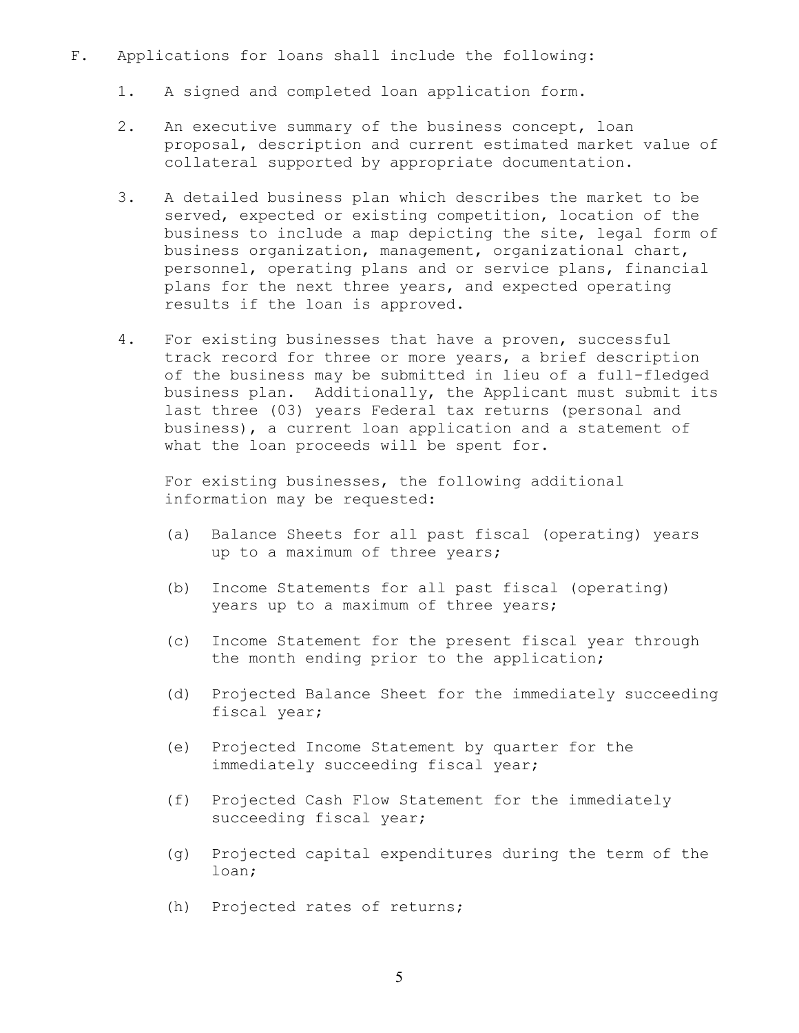F. Applications for loans shall include the following:

1. A signed and completed loan application form.

2. An executive summary of the business concept, loan proposal, description and current estimated market value of collateral supported by appropriate documentation.

3. A detailed business plan which describes the market to be served, expected or existing competition, location of the business to include a map depicting the site, legal form of business organization, management, organizational chart, personnel, operating plans and or service plans, financial plans for the next three years, and expected operating results if the loan is approved.

4. For existing businesses that have a proven, successful track record for three or more years, a brief description of the business may be submitted in lieu of a full-fledged business plan. Additionally, the Applicant must submit its last three (03) years Federal tax returns (personal and business), a current loan application and a statement of what the loan proceeds will be spent for.

   For existing businesses, the following additional information may be requested:

   (a) Balance Sheets for all past fiscal (operating) years up to a maximum of three years;

   (b) Income Statements for all past fiscal (operating) years up to a maximum of three years;

   (c) Income Statement for the present fiscal year through the month ending prior to the application;

   (d) Projected Balance Sheet for the immediately succeeding fiscal year;

   (e) Projected Income Statement by quarter for the immediately succeeding fiscal year;

   (f) Projected Cash Flow Statement for the immediately succeeding fiscal year;

   (g) Projected capital expenditures during the term of the loan;

   (h) Projected rates of returns;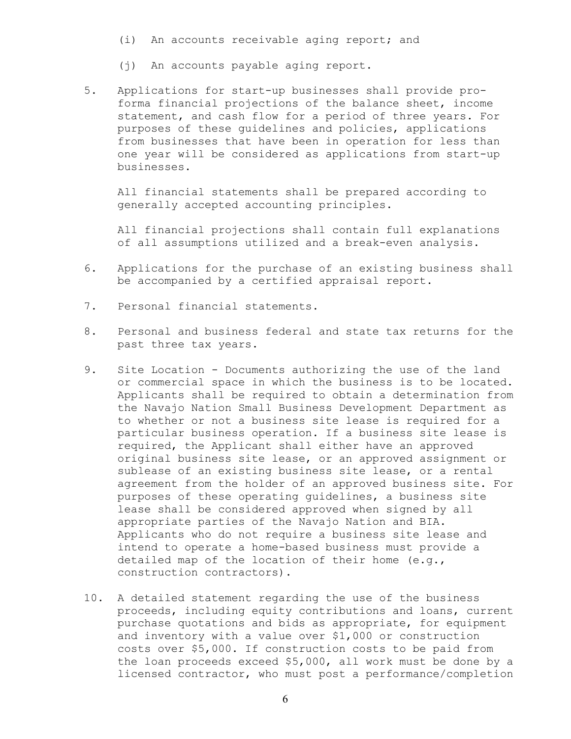(i) An accounts receivable aging report; and

(j) An accounts payable aging report.

5. Applications for start-up businesses shall provide pro-forma financial projections of the balance sheet, income statement, and cash flow for a period of three years. For purposes of these guidelines and policies, applications from businesses that have been in operation for less than one year will be considered as applications from start-up businesses.

   All financial statements shall be prepared according to generally accepted accounting principles.

   All financial projections shall contain full explanations of all assumptions utilized and a break-even analysis.

6. Applications for the purchase of an existing business shall be accompanied by a certified appraisal report.

7. Personal financial statements.

8. Personal and business federal and state tax returns for the past three tax years.

9. Site Location - Documents authorizing the use of the land or commercial space in which the business is to be located. Applicants shall be required to obtain a determination from the Navajo Nation Small Business Development Department as to whether or not a business site lease is required for a particular business operation. If a business site lease is required, the Applicant shall either have an approved original business site lease, or an approved assignment or sublease of an existing business site lease, or a rental agreement from the holder of an approved business site. For purposes of these operating guidelines, a business site lease shall be considered approved when signed by all appropriate parties of the Navajo Nation and BIA. Applicants who do not require a business site lease and intend to operate a home-based business must provide a detailed map of the location of their home (e.g., construction contractors).

10. A detailed statement regarding the use of the business proceeds, including equity contributions and loans, current purchase quotations and bids as appropriate, for equipment and inventory with a value over $1,000 or construction costs over $5,000. If construction costs to be paid from the loan proceeds exceed $5,000, all work must be done by a licensed contractor, who must post a performance/completion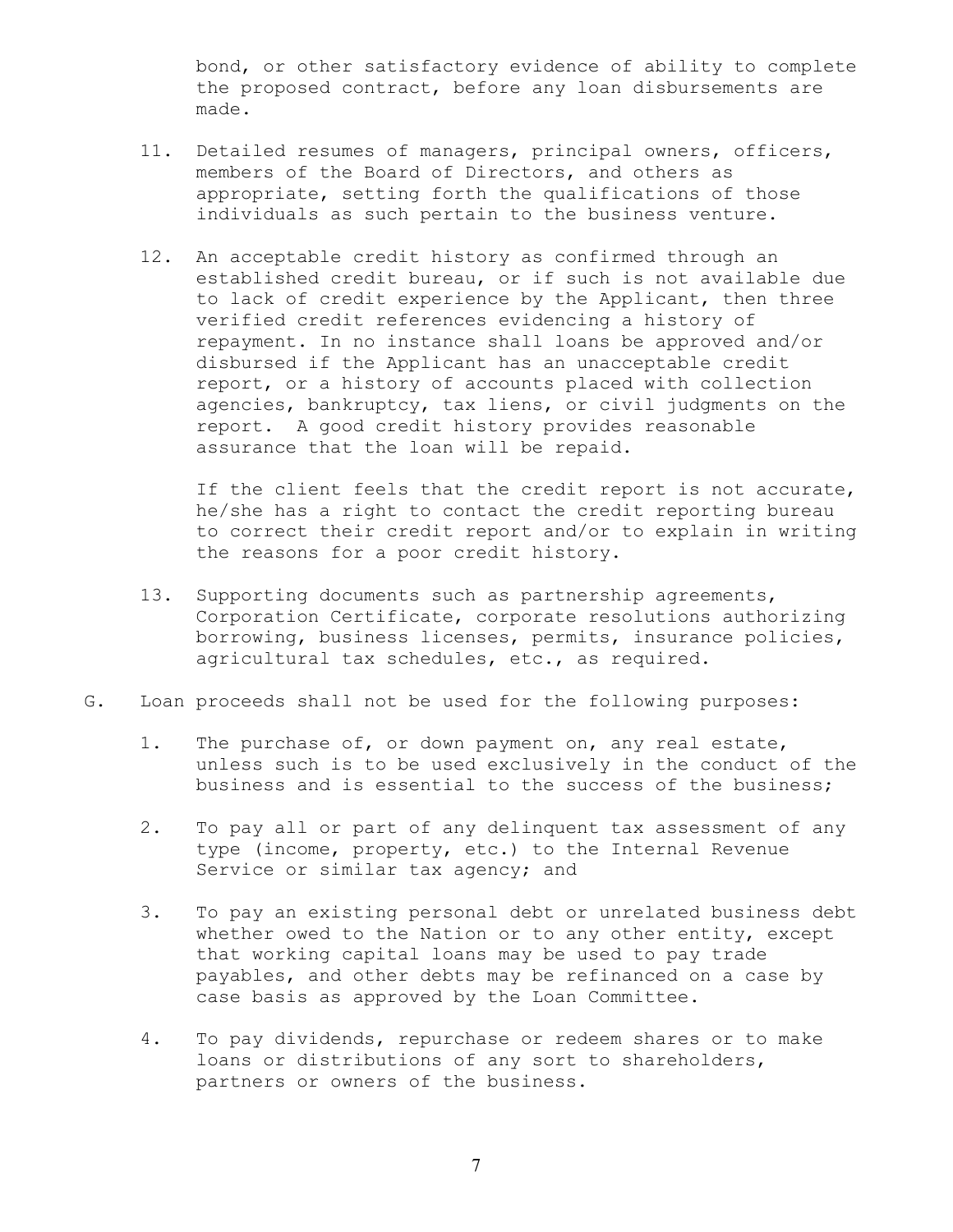bond, or other satisfactory evidence of ability to complete the proposed contract, before any loan disbursements are made.

11. Detailed resumes of managers, principal owners, officers, members of the Board of Directors, and others as appropriate, setting forth the qualifications of those individuals as such pertain to the business venture.

12. An acceptable credit history as confirmed through an established credit bureau, or if such is not available due to lack of credit experience by the Applicant, then three verified credit references evidencing a history of repayment. In no instance shall loans be approved and/or disbursed if the Applicant has an unacceptable credit report, or a history of accounts placed with collection agencies, bankruptcy, tax liens, or civil judgments on the report. A good credit history provides reasonable assurance that the loan will be repaid.

    If the client feels that the credit report is not accurate, he/she has a right to contact the credit reporting bureau to correct their credit report and/or to explain in writing the reasons for a poor credit history.

13. Supporting documents such as partnership agreements, Corporation Certificate, corporate resolutions authorizing borrowing, business licenses, permits, insurance policies, agricultural tax schedules, etc., as required.

G. Loan proceeds shall not be used for the following purposes:

   1. The purchase of, or down payment on, any real estate, unless such is to be used exclusively in the conduct of the business and is essential to the success of the business;

   2. To pay all or part of any delinquent tax assessment of any type (income, property, etc.) to the Internal Revenue Service or similar tax agency; and

   3. To pay an existing personal debt or unrelated business debt whether owed to the Nation or to any other entity, except that working capital loans may be used to pay trade payables, and other debts may be refinanced on a case by case basis as approved by the Loan Committee.

   4. To pay dividends, repurchase or redeem shares or to make loans or distributions of any sort to shareholders, partners or owners of the business.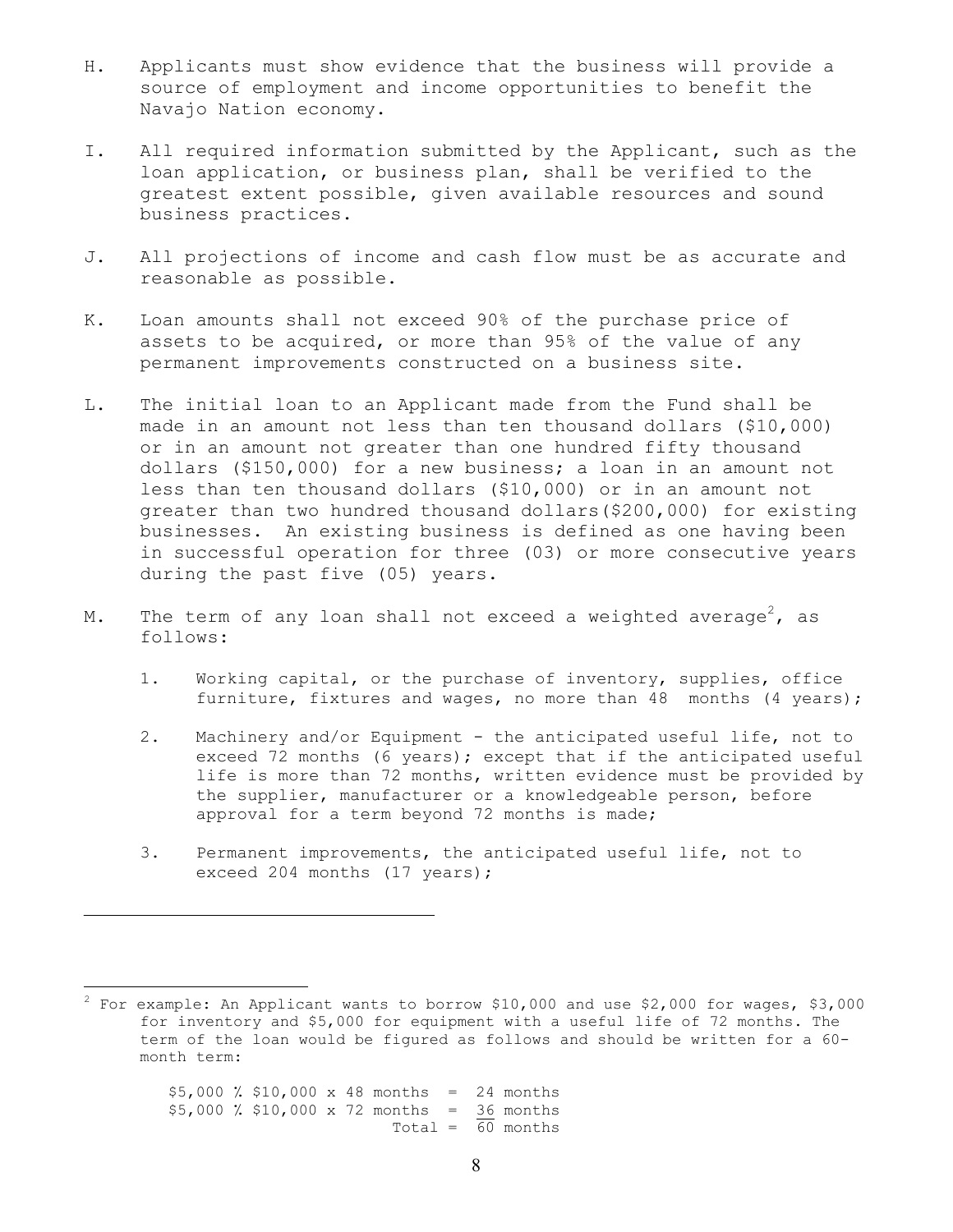H. Applicants must show evidence that the business will provide a source of employment and income opportunities to benefit the Navajo Nation economy.

I. All required information submitted by the Applicant, such as the loan application, or business plan, shall be verified to the greatest extent possible, given available resources and sound business practices.

J. All projections of income and cash flow must be as accurate and reasonable as possible.

K. Loan amounts shall not exceed 90% of the purchase price of assets to be acquired, or more than 95% of the value of any permanent improvements constructed on a business site.

L. The initial loan to an Applicant made from the Fund shall be made in an amount not less than ten thousand dollars ($10,000) or in an amount not greater than one hundred fifty thousand dollars ($150,000) for a new business; a loan in an amount not less than ten thousand dollars ($10,000) or in an amount not greater than two hundred thousand dollars($200,000) for existing businesses. An existing business is defined as one having been in successful operation for three (03) or more consecutive years during the past five (05) years.

M. The term of any loan shall not exceed a weighted average[2], as follows:

1. Working capital, or the purchase of inventory, supplies, office furniture, fixtures and wages, no more than 48 months (4 years);

2. Machinery and/or Equipment - the anticipated useful life, not to exceed 72 months (6 years); except that if the anticipated useful life is more than 72 months, written evidence must be provided by the supplier, manufacturer or a knowledgeable person, before approval for a term beyond 72 months is made;

3. Permanent improvements, the anticipated useful life, not to exceed 204 months (17 years);

---

[2] For example: An Applicant wants to borrow $10,000 and use $2,000 for wages, $3,000 for inventory and $5,000 for equipment with a useful life of 72 months. The term of the loan would be figured as follows and should be written for a 60-month term:

```
$5,000 ÷ $10,000 x 48 months  =  24 months
$5,000 ÷ $10,000 x 72 months  =  36 months
                       Total  =  60 months
```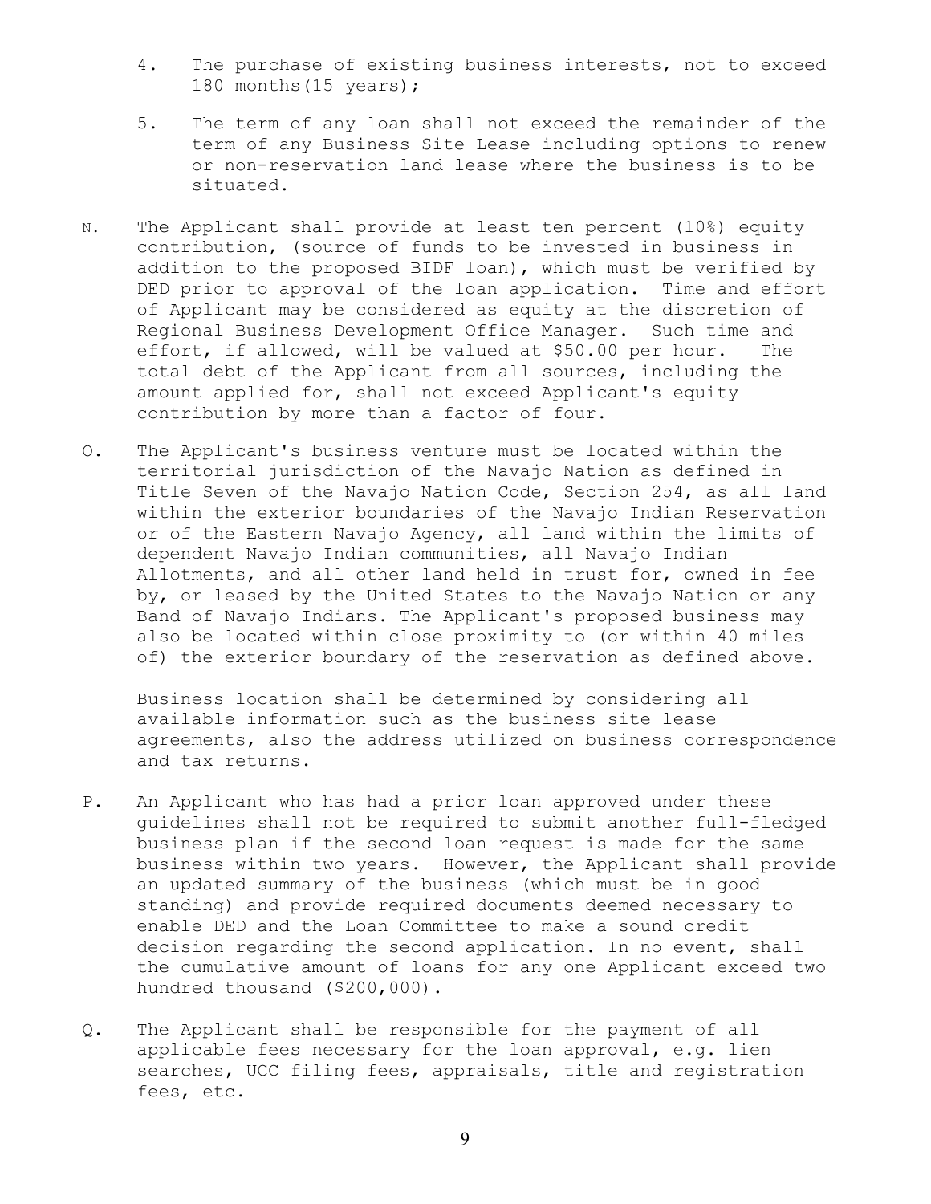4. The purchase of existing business interests, not to exceed 180 months(15 years);

5. The term of any loan shall not exceed the remainder of the term of any Business Site Lease including options to renew or non-reservation land lease where the business is to be situated.

N. The Applicant shall provide at least ten percent (10%) equity contribution, (source of funds to be invested in business in addition to the proposed BIDF loan), which must be verified by DED prior to approval of the loan application. Time and effort of Applicant may be considered as equity at the discretion of Regional Business Development Office Manager. Such time and effort, if allowed, will be valued at $50.00 per hour. The total debt of the Applicant from all sources, including the amount applied for, shall not exceed Applicant's equity contribution by more than a factor of four.

O. The Applicant's business venture must be located within the territorial jurisdiction of the Navajo Nation as defined in Title Seven of the Navajo Nation Code, Section 254, as all land within the exterior boundaries of the Navajo Indian Reservation or of the Eastern Navajo Agency, all land within the limits of dependent Navajo Indian communities, all Navajo Indian Allotments, and all other land held in trust for, owned in fee by, or leased by the United States to the Navajo Nation or any Band of Navajo Indians. The Applicant's proposed business may also be located within close proximity to (or within 40 miles of) the exterior boundary of the reservation as defined above.

   Business location shall be determined by considering all available information such as the business site lease agreements, also the address utilized on business correspondence and tax returns.

P. An Applicant who has had a prior loan approved under these guidelines shall not be required to submit another full-fledged business plan if the second loan request is made for the same business within two years. However, the Applicant shall provide an updated summary of the business (which must be in good standing) and provide required documents deemed necessary to enable DED and the Loan Committee to make a sound credit decision regarding the second application. In no event, shall the cumulative amount of loans for any one Applicant exceed two hundred thousand ($200,000).

Q. The Applicant shall be responsible for the payment of all applicable fees necessary for the loan approval, e.g. lien searches, UCC filing fees, appraisals, title and registration fees, etc.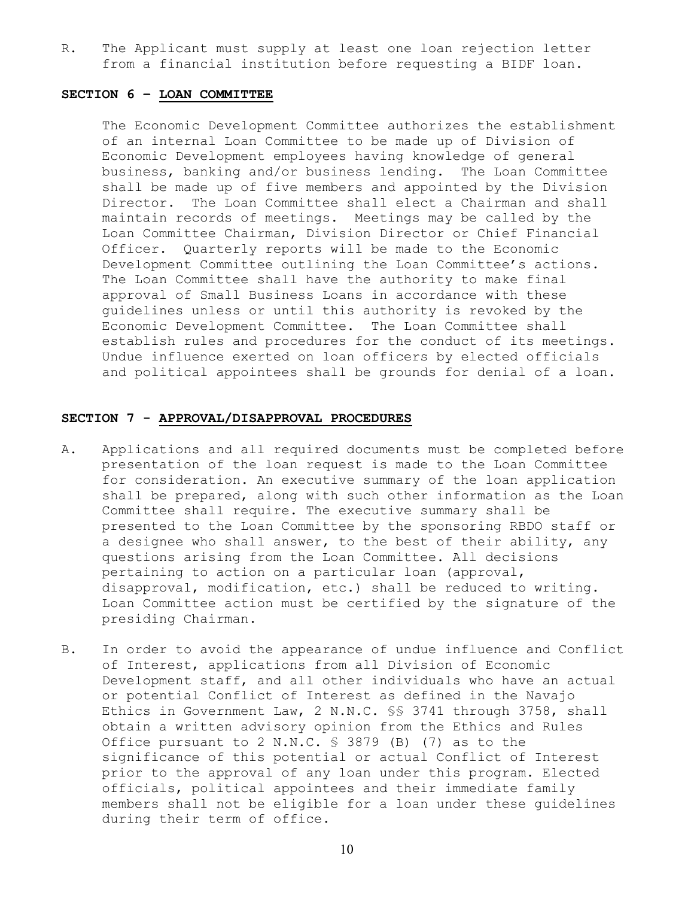R. The Applicant must supply at least one loan rejection letter from a financial institution before requesting a BIDF loan.

## SECTION 6 – LOAN COMMITTEE

The Economic Development Committee authorizes the establishment of an internal Loan Committee to be made up of Division of Economic Development employees having knowledge of general business, banking and/or business lending. The Loan Committee shall be made up of five members and appointed by the Division Director. The Loan Committee shall elect a Chairman and shall maintain records of meetings. Meetings may be called by the Loan Committee Chairman, Division Director or Chief Financial Officer. Quarterly reports will be made to the Economic Development Committee outlining the Loan Committee's actions. The Loan Committee shall have the authority to make final approval of Small Business Loans in accordance with these guidelines unless or until this authority is revoked by the Economic Development Committee. The Loan Committee shall establish rules and procedures for the conduct of its meetings. Undue influence exerted on loan officers by elected officials and political appointees shall be grounds for denial of a loan.

## SECTION 7 - APPROVAL/DISAPPROVAL PROCEDURES

A. Applications and all required documents must be completed before presentation of the loan request is made to the Loan Committee for consideration. An executive summary of the loan application shall be prepared, along with such other information as the Loan Committee shall require. The executive summary shall be presented to the Loan Committee by the sponsoring RBDO staff or a designee who shall answer, to the best of their ability, any questions arising from the Loan Committee. All decisions pertaining to action on a particular loan (approval, disapproval, modification, etc.) shall be reduced to writing. Loan Committee action must be certified by the signature of the presiding Chairman.

B. In order to avoid the appearance of undue influence and Conflict of Interest, applications from all Division of Economic Development staff, and all other individuals who have an actual or potential Conflict of Interest as defined in the Navajo Ethics in Government Law, 2 N.N.C. §§ 3741 through 3758, shall obtain a written advisory opinion from the Ethics and Rules Office pursuant to 2 N.N.C. § 3879 (B) (7) as to the significance of this potential or actual Conflict of Interest prior to the approval of any loan under this program. Elected officials, political appointees and their immediate family members shall not be eligible for a loan under these guidelines during their term of office.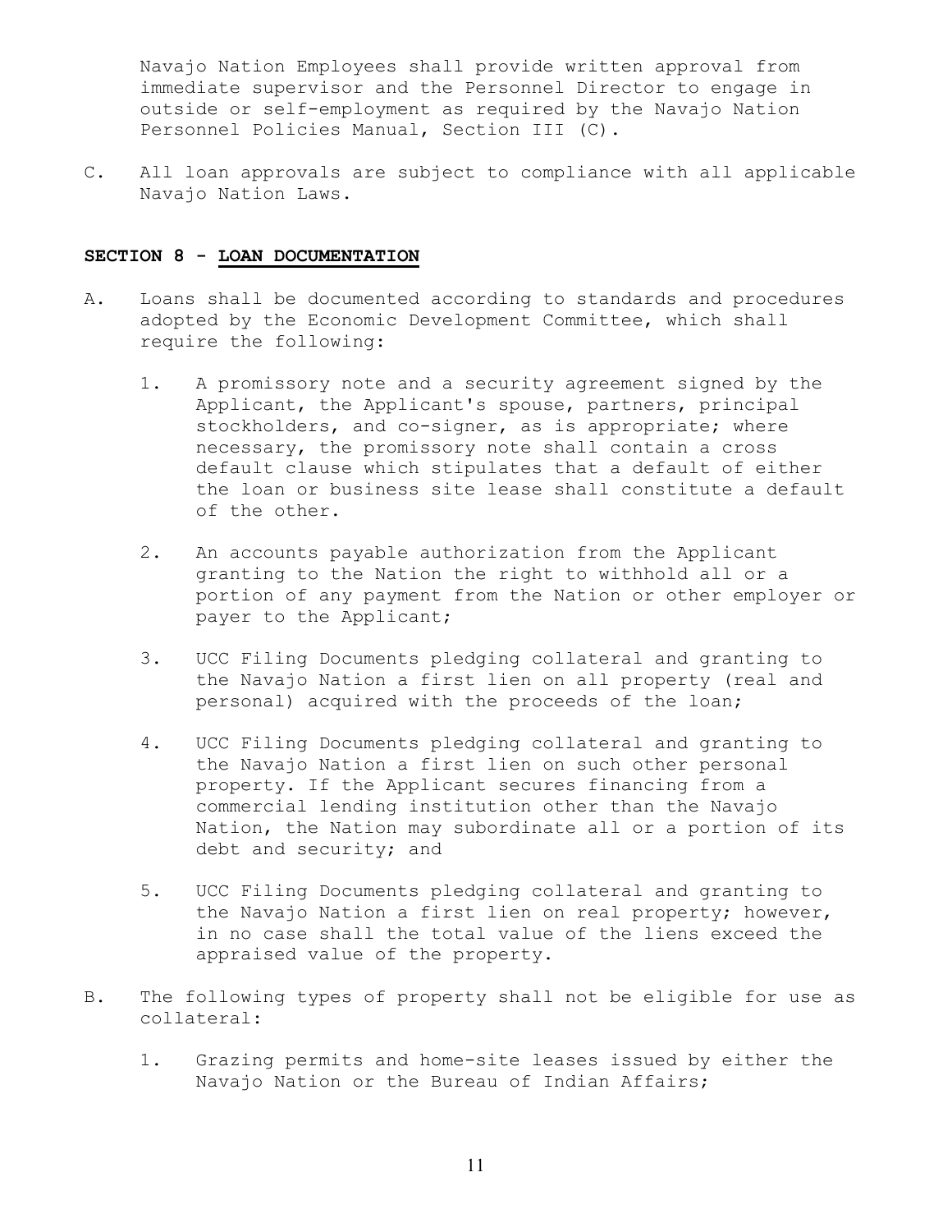Navajo Nation Employees shall provide written approval from immediate supervisor and the Personnel Director to engage in outside or self-employment as required by the Navajo Nation Personnel Policies Manual, Section III (C).

C. All loan approvals are subject to compliance with all applicable Navajo Nation Laws.

## SECTION 8 - LOAN DOCUMENTATION

A. Loans shall be documented according to standards and procedures adopted by the Economic Development Committee, which shall require the following:

   1. A promissory note and a security agreement signed by the Applicant, the Applicant's spouse, partners, principal stockholders, and co-signer, as is appropriate; where necessary, the promissory note shall contain a cross default clause which stipulates that a default of either the loan or business site lease shall constitute a default of the other.

   2. An accounts payable authorization from the Applicant granting to the Nation the right to withhold all or a portion of any payment from the Nation or other employer or payer to the Applicant;

   3. UCC Filing Documents pledging collateral and granting to the Navajo Nation a first lien on all property (real and personal) acquired with the proceeds of the loan;

   4. UCC Filing Documents pledging collateral and granting to the Navajo Nation a first lien on such other personal property. If the Applicant secures financing from a commercial lending institution other than the Navajo Nation, the Nation may subordinate all or a portion of its debt and security; and

   5. UCC Filing Documents pledging collateral and granting to the Navajo Nation a first lien on real property; however, in no case shall the total value of the liens exceed the appraised value of the property.

B. The following types of property shall not be eligible for use as collateral:

   1. Grazing permits and home-site leases issued by either the Navajo Nation or the Bureau of Indian Affairs;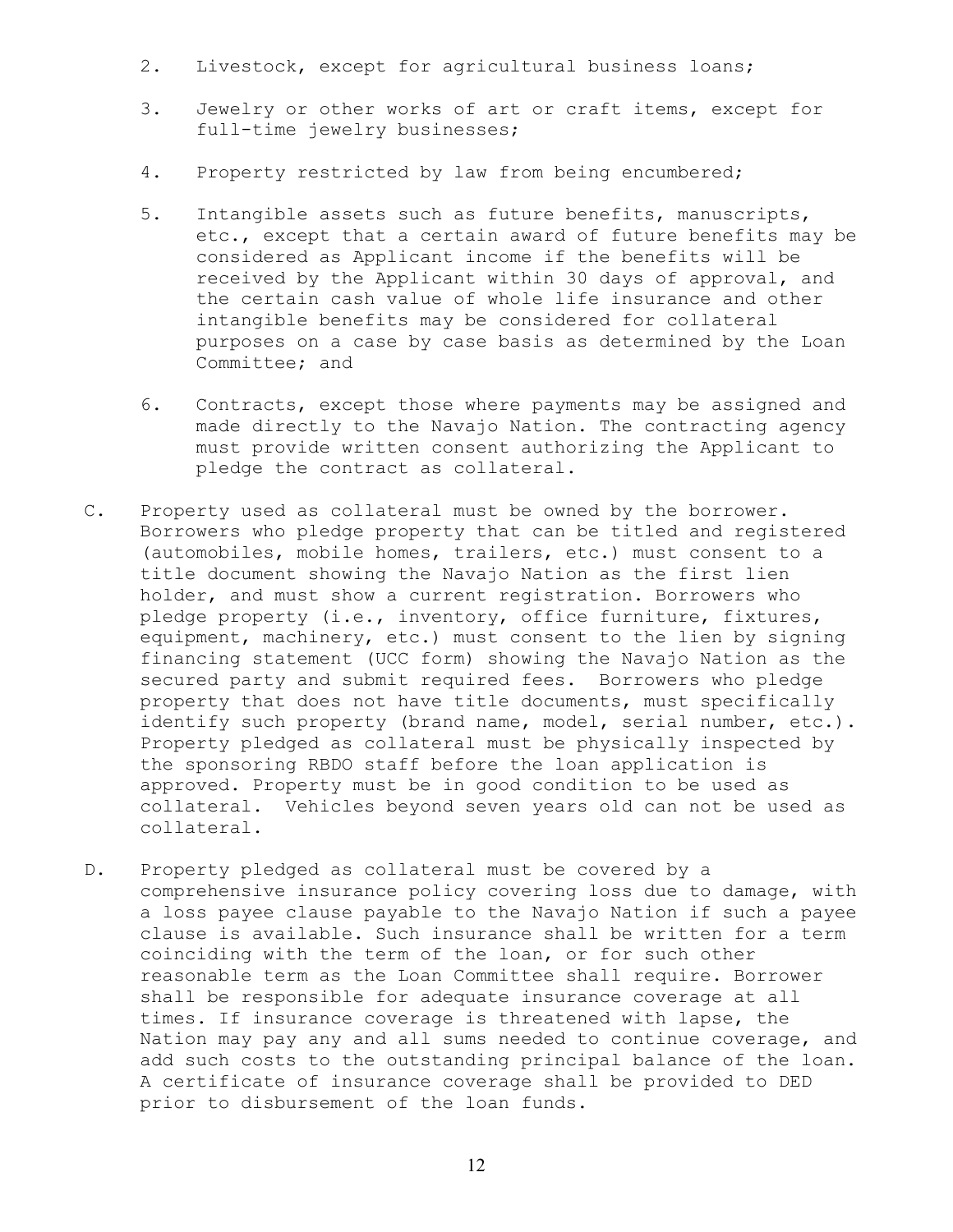2. Livestock, except for agricultural business loans;

3. Jewelry or other works of art or craft items, except for full-time jewelry businesses;

4. Property restricted by law from being encumbered;

5. Intangible assets such as future benefits, manuscripts, etc., except that a certain award of future benefits may be considered as Applicant income if the benefits will be received by the Applicant within 30 days of approval, and the certain cash value of whole life insurance and other intangible benefits may be considered for collateral purposes on a case by case basis as determined by the Loan Committee; and

6. Contracts, except those where payments may be assigned and made directly to the Navajo Nation. The contracting agency must provide written consent authorizing the Applicant to pledge the contract as collateral.

C. Property used as collateral must be owned by the borrower. Borrowers who pledge property that can be titled and registered (automobiles, mobile homes, trailers, etc.) must consent to a title document showing the Navajo Nation as the first lien holder, and must show a current registration. Borrowers who pledge property (i.e., inventory, office furniture, fixtures, equipment, machinery, etc.) must consent to the lien by signing financing statement (UCC form) showing the Navajo Nation as the secured party and submit required fees. Borrowers who pledge property that does not have title documents, must specifically identify such property (brand name, model, serial number, etc.). Property pledged as collateral must be physically inspected by the sponsoring RBDO staff before the loan application is approved. Property must be in good condition to be used as collateral. Vehicles beyond seven years old can not be used as collateral.

D. Property pledged as collateral must be covered by a comprehensive insurance policy covering loss due to damage, with a loss payee clause payable to the Navajo Nation if such a payee clause is available. Such insurance shall be written for a term coinciding with the term of the loan, or for such other reasonable term as the Loan Committee shall require. Borrower shall be responsible for adequate insurance coverage at all times. If insurance coverage is threatened with lapse, the Nation may pay any and all sums needed to continue coverage, and add such costs to the outstanding principal balance of the loan. A certificate of insurance coverage shall be provided to DED prior to disbursement of the loan funds.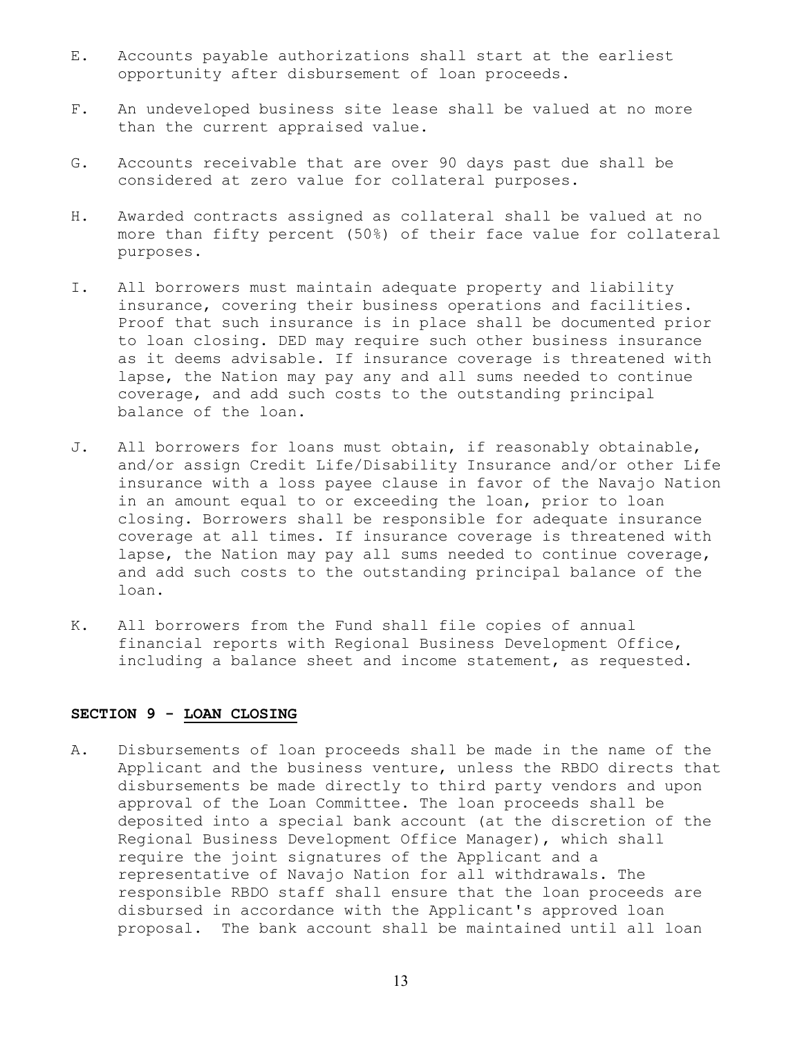E. Accounts payable authorizations shall start at the earliest opportunity after disbursement of loan proceeds.

F. An undeveloped business site lease shall be valued at no more than the current appraised value.

G. Accounts receivable that are over 90 days past due shall be considered at zero value for collateral purposes.

H. Awarded contracts assigned as collateral shall be valued at no more than fifty percent (50%) of their face value for collateral purposes.

I. All borrowers must maintain adequate property and liability insurance, covering their business operations and facilities. Proof that such insurance is in place shall be documented prior to loan closing. DED may require such other business insurance as it deems advisable. If insurance coverage is threatened with lapse, the Nation may pay any and all sums needed to continue coverage, and add such costs to the outstanding principal balance of the loan.

J. All borrowers for loans must obtain, if reasonably obtainable, and/or assign Credit Life/Disability Insurance and/or other Life insurance with a loss payee clause in favor of the Navajo Nation in an amount equal to or exceeding the loan, prior to loan closing. Borrowers shall be responsible for adequate insurance coverage at all times. If insurance coverage is threatened with lapse, the Nation may pay all sums needed to continue coverage, and add such costs to the outstanding principal balance of the loan.

K. All borrowers from the Fund shall file copies of annual financial reports with Regional Business Development Office, including a balance sheet and income statement, as requested.

## SECTION 9 - LOAN CLOSING

A. Disbursements of loan proceeds shall be made in the name of the Applicant and the business venture, unless the RBDO directs that disbursements be made directly to third party vendors and upon approval of the Loan Committee. The loan proceeds shall be deposited into a special bank account (at the discretion of the Regional Business Development Office Manager), which shall require the joint signatures of the Applicant and a representative of Navajo Nation for all withdrawals. The responsible RBDO staff shall ensure that the loan proceeds are disbursed in accordance with the Applicant's approved loan proposal. The bank account shall be maintained until all loan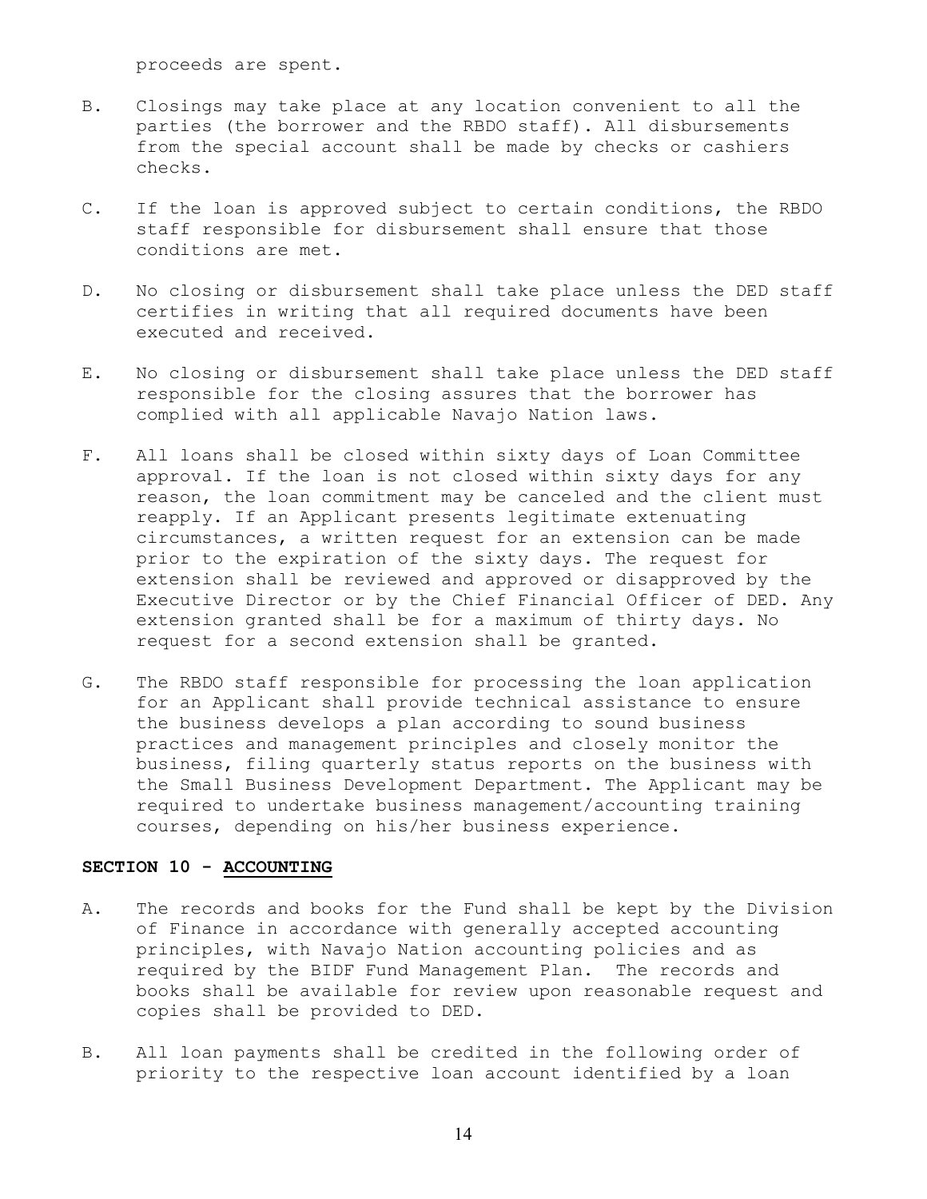proceeds are spent.

B. Closings may take place at any location convenient to all the parties (the borrower and the RBDO staff). All disbursements from the special account shall be made by checks or cashiers checks.

C. If the loan is approved subject to certain conditions, the RBDO staff responsible for disbursement shall ensure that those conditions are met.

D. No closing or disbursement shall take place unless the DED staff certifies in writing that all required documents have been executed and received.

E. No closing or disbursement shall take place unless the DED staff responsible for the closing assures that the borrower has complied with all applicable Navajo Nation laws.

F. All loans shall be closed within sixty days of Loan Committee approval. If the loan is not closed within sixty days for any reason, the loan commitment may be canceled and the client must reapply. If an Applicant presents legitimate extenuating circumstances, a written request for an extension can be made prior to the expiration of the sixty days. The request for extension shall be reviewed and approved or disapproved by the Executive Director or by the Chief Financial Officer of DED. Any extension granted shall be for a maximum of thirty days. No request for a second extension shall be granted.

G. The RBDO staff responsible for processing the loan application for an Applicant shall provide technical assistance to ensure the business develops a plan according to sound business practices and management principles and closely monitor the business, filing quarterly status reports on the business with the Small Business Development Department. The Applicant may be required to undertake business management/accounting training courses, depending on his/her business experience.

## SECTION 10 - ACCOUNTING

A. The records and books for the Fund shall be kept by the Division of Finance in accordance with generally accepted accounting principles, with Navajo Nation accounting policies and as required by the BIDF Fund Management Plan. The records and books shall be available for review upon reasonable request and copies shall be provided to DED.

B. All loan payments shall be credited in the following order of priority to the respective loan account identified by a loan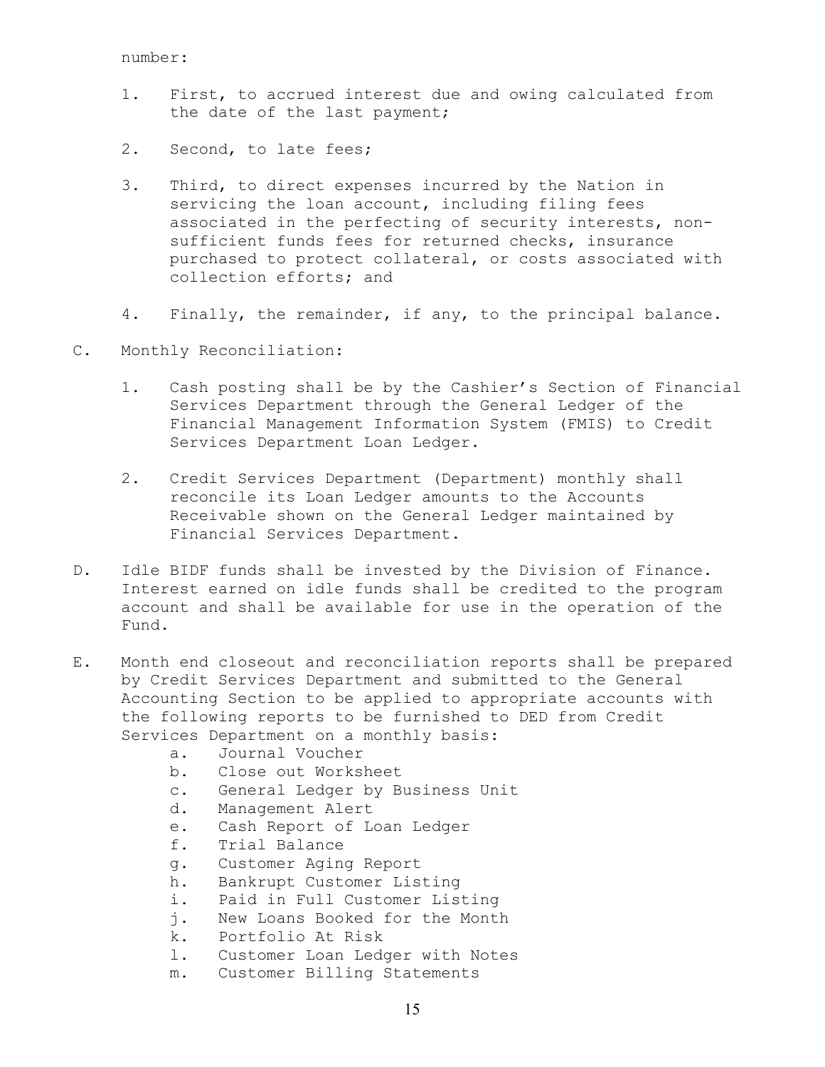number:

1. First, to accrued interest due and owing calculated from the date of the last payment;

2. Second, to late fees;

3. Third, to direct expenses incurred by the Nation in servicing the loan account, including filing fees associated in the perfecting of security interests, non-sufficient funds fees for returned checks, insurance purchased to protect collateral, or costs associated with collection efforts; and

4. Finally, the remainder, if any, to the principal balance.

C. Monthly Reconciliation:

1. Cash posting shall be by the Cashier's Section of Financial Services Department through the General Ledger of the Financial Management Information System (FMIS) to Credit Services Department Loan Ledger.

2. Credit Services Department (Department) monthly shall reconcile its Loan Ledger amounts to the Accounts Receivable shown on the General Ledger maintained by Financial Services Department.

D. Idle BIDF funds shall be invested by the Division of Finance. Interest earned on idle funds shall be credited to the program account and shall be available for use in the operation of the Fund.

E. Month end closeout and reconciliation reports shall be prepared by Credit Services Department and submitted to the General Accounting Section to be applied to appropriate accounts with the following reports to be furnished to DED from Credit Services Department on a monthly basis:

   a. Journal Voucher
   b. Close out Worksheet
   c. General Ledger by Business Unit
   d. Management Alert
   e. Cash Report of Loan Ledger
   f. Trial Balance
   g. Customer Aging Report
   h. Bankrupt Customer Listing
   i. Paid in Full Customer Listing
   j. New Loans Booked for the Month
   k. Portfolio At Risk
   l. Customer Loan Ledger with Notes
   m. Customer Billing Statements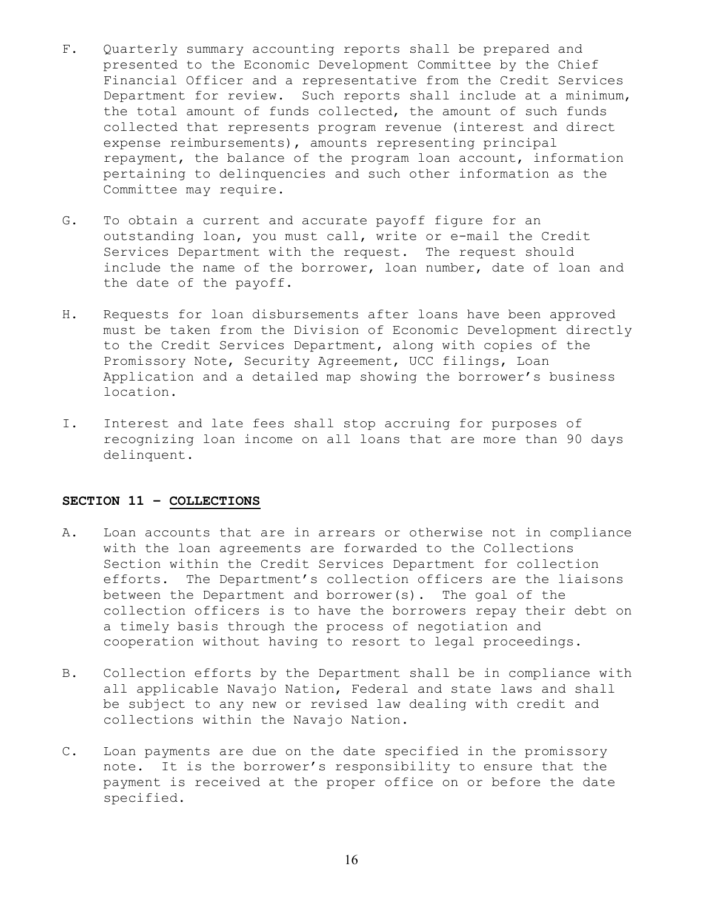F. Quarterly summary accounting reports shall be prepared and presented to the Economic Development Committee by the Chief Financial Officer and a representative from the Credit Services Department for review. Such reports shall include at a minimum, the total amount of funds collected, the amount of such funds collected that represents program revenue (interest and direct expense reimbursements), amounts representing principal repayment, the balance of the program loan account, information pertaining to delinquencies and such other information as the Committee may require.

G. To obtain a current and accurate payoff figure for an outstanding loan, you must call, write or e-mail the Credit Services Department with the request. The request should include the name of the borrower, loan number, date of loan and the date of the payoff.

H. Requests for loan disbursements after loans have been approved must be taken from the Division of Economic Development directly to the Credit Services Department, along with copies of the Promissory Note, Security Agreement, UCC filings, Loan Application and a detailed map showing the borrower's business location.

I. Interest and late fees shall stop accruing for purposes of recognizing loan income on all loans that are more than 90 days delinquent.

## SECTION 11 – COLLECTIONS

A. Loan accounts that are in arrears or otherwise not in compliance with the loan agreements are forwarded to the Collections Section within the Credit Services Department for collection efforts. The Department's collection officers are the liaisons between the Department and borrower(s). The goal of the collection officers is to have the borrowers repay their debt on a timely basis through the process of negotiation and cooperation without having to resort to legal proceedings.

B. Collection efforts by the Department shall be in compliance with all applicable Navajo Nation, Federal and state laws and shall be subject to any new or revised law dealing with credit and collections within the Navajo Nation.

C. Loan payments are due on the date specified in the promissory note. It is the borrower's responsibility to ensure that the payment is received at the proper office on or before the date specified.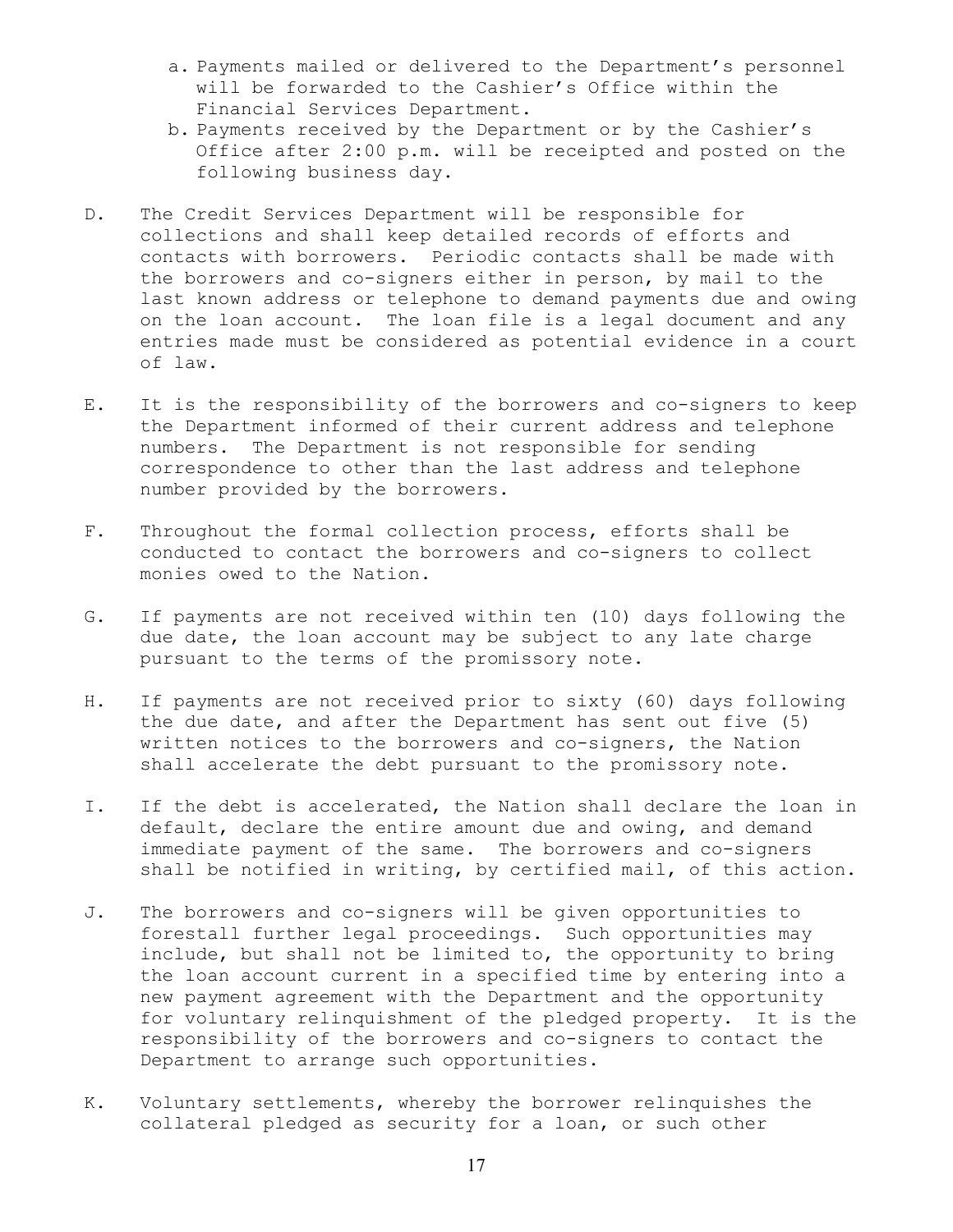a. Payments mailed or delivered to the Department's personnel will be forwarded to the Cashier's Office within the Financial Services Department.
b. Payments received by the Department or by the Cashier's Office after 2:00 p.m. will be receipted and posted on the following business day.

D. The Credit Services Department will be responsible for collections and shall keep detailed records of efforts and contacts with borrowers. Periodic contacts shall be made with the borrowers and co-signers either in person, by mail to the last known address or telephone to demand payments due and owing on the loan account. The loan file is a legal document and any entries made must be considered as potential evidence in a court of law.

E. It is the responsibility of the borrowers and co-signers to keep the Department informed of their current address and telephone numbers. The Department is not responsible for sending correspondence to other than the last address and telephone number provided by the borrowers.

F. Throughout the formal collection process, efforts shall be conducted to contact the borrowers and co-signers to collect monies owed to the Nation.

G. If payments are not received within ten (10) days following the due date, the loan account may be subject to any late charge pursuant to the terms of the promissory note.

H. If payments are not received prior to sixty (60) days following the due date, and after the Department has sent out five (5) written notices to the borrowers and co-signers, the Nation shall accelerate the debt pursuant to the promissory note.

I. If the debt is accelerated, the Nation shall declare the loan in default, declare the entire amount due and owing, and demand immediate payment of the same. The borrowers and co-signers shall be notified in writing, by certified mail, of this action.

J. The borrowers and co-signers will be given opportunities to forestall further legal proceedings. Such opportunities may include, but shall not be limited to, the opportunity to bring the loan account current in a specified time by entering into a new payment agreement with the Department and the opportunity for voluntary relinquishment of the pledged property. It is the responsibility of the borrowers and co-signers to contact the Department to arrange such opportunities.

K. Voluntary settlements, whereby the borrower relinquishes the collateral pledged as security for a loan, or such other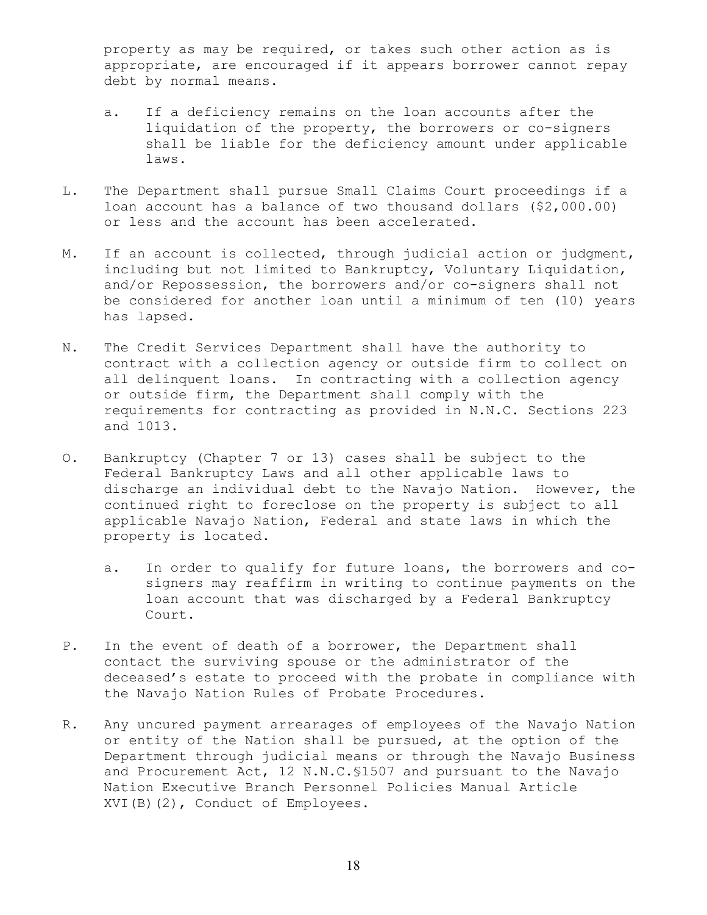property as may be required, or takes such other action as is appropriate, are encouraged if it appears borrower cannot repay debt by normal means.

   a. If a deficiency remains on the loan accounts after the liquidation of the property, the borrowers or co-signers shall be liable for the deficiency amount under applicable laws.

L. The Department shall pursue Small Claims Court proceedings if a loan account has a balance of two thousand dollars ($2,000.00) or less and the account has been accelerated.

M. If an account is collected, through judicial action or judgment, including but not limited to Bankruptcy, Voluntary Liquidation, and/or Repossession, the borrowers and/or co-signers shall not be considered for another loan until a minimum of ten (10) years has lapsed.

N. The Credit Services Department shall have the authority to contract with a collection agency or outside firm to collect on all delinquent loans. In contracting with a collection agency or outside firm, the Department shall comply with the requirements for contracting as provided in N.N.C. Sections 223 and 1013.

O. Bankruptcy (Chapter 7 or 13) cases shall be subject to the Federal Bankruptcy Laws and all other applicable laws to discharge an individual debt to the Navajo Nation. However, the continued right to foreclose on the property is subject to all applicable Navajo Nation, Federal and state laws in which the property is located.

   a. In order to qualify for future loans, the borrowers and co-signers may reaffirm in writing to continue payments on the loan account that was discharged by a Federal Bankruptcy Court.

P. In the event of death of a borrower, the Department shall contact the surviving spouse or the administrator of the deceased's estate to proceed with the probate in compliance with the Navajo Nation Rules of Probate Procedures.

R. Any uncured payment arrearages of employees of the Navajo Nation or entity of the Nation shall be pursued, at the option of the Department through judicial means or through the Navajo Business and Procurement Act, 12 N.N.C.§1507 and pursuant to the Navajo Nation Executive Branch Personnel Policies Manual Article XVI(B)(2), Conduct of Employees.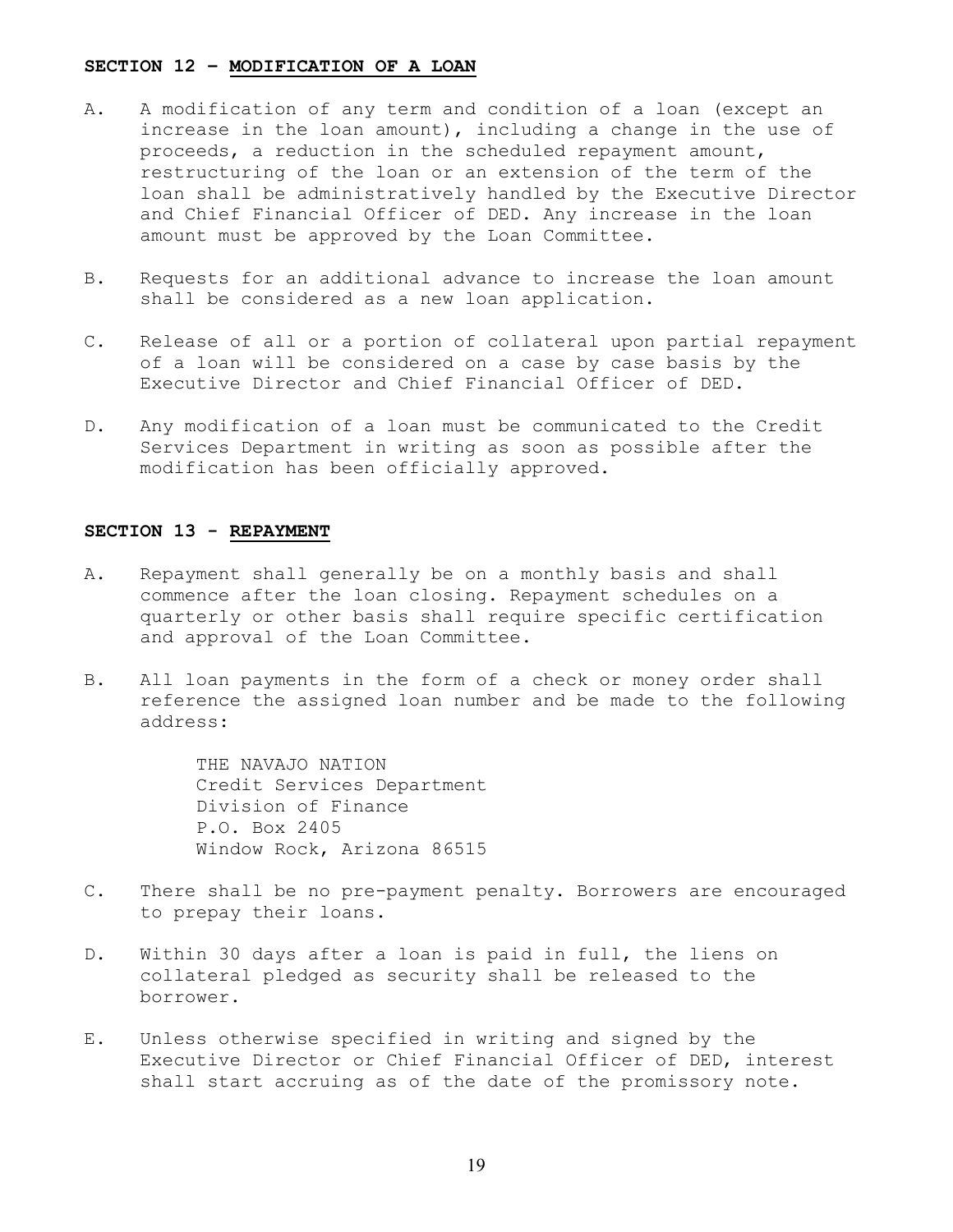## SECTION 12 – <u>MODIFICATION OF A LOAN</u>

A. A modification of any term and condition of a loan (except an increase in the loan amount), including a change in the use of proceeds, a reduction in the scheduled repayment amount, restructuring of the loan or an extension of the term of the loan shall be administratively handled by the Executive Director and Chief Financial Officer of DED. Any increase in the loan amount must be approved by the Loan Committee.

B. Requests for an additional advance to increase the loan amount shall be considered as a new loan application.

C. Release of all or a portion of collateral upon partial repayment of a loan will be considered on a case by case basis by the Executive Director and Chief Financial Officer of DED.

D. Any modification of a loan must be communicated to the Credit Services Department in writing as soon as possible after the modification has been officially approved.

## SECTION 13 - <u>REPAYMENT</u>

A. Repayment shall generally be on a monthly basis and shall commence after the loan closing. Repayment schedules on a quarterly or other basis shall require specific certification and approval of the Loan Committee.

B. All loan payments in the form of a check or money order shall reference the assigned loan number and be made to the following address:

THE NAVAJO NATION
Credit Services Department
Division of Finance
P.O. Box 2405
Window Rock, Arizona 86515

C. There shall be no pre-payment penalty. Borrowers are encouraged to prepay their loans.

D. Within 30 days after a loan is paid in full, the liens on collateral pledged as security shall be released to the borrower.

E. Unless otherwise specified in writing and signed by the Executive Director or Chief Financial Officer of DED, interest shall start accruing as of the date of the promissory note.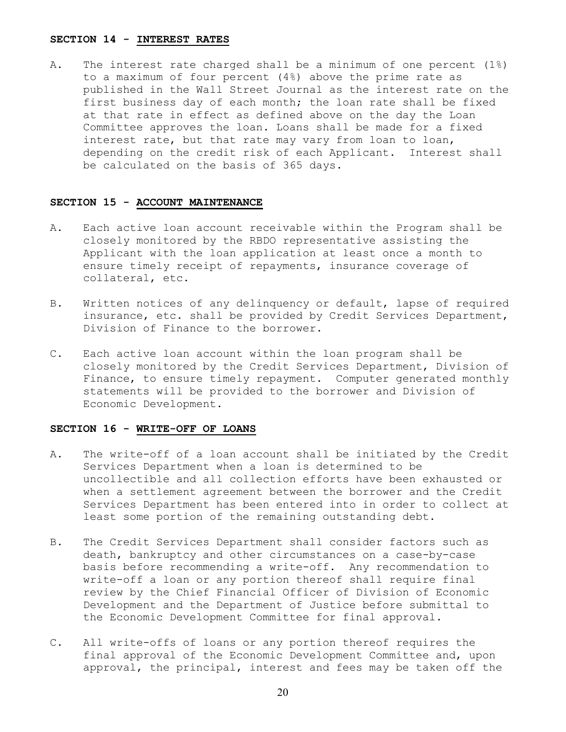## SECTION 14 - INTEREST RATES

A. The interest rate charged shall be a minimum of one percent (1%) to a maximum of four percent (4%) above the prime rate as published in the Wall Street Journal as the interest rate on the first business day of each month; the loan rate shall be fixed at that rate in effect as defined above on the day the Loan Committee approves the loan. Loans shall be made for a fixed interest rate, but that rate may vary from loan to loan, depending on the credit risk of each Applicant. Interest shall be calculated on the basis of 365 days.

## SECTION 15 - ACCOUNT MAINTENANCE

A. Each active loan account receivable within the Program shall be closely monitored by the RBDO representative assisting the Applicant with the loan application at least once a month to ensure timely receipt of repayments, insurance coverage of collateral, etc.

B. Written notices of any delinquency or default, lapse of required insurance, etc. shall be provided by Credit Services Department, Division of Finance to the borrower.

C. Each active loan account within the loan program shall be closely monitored by the Credit Services Department, Division of Finance, to ensure timely repayment. Computer generated monthly statements will be provided to the borrower and Division of Economic Development.

## SECTION 16 - WRITE-OFF OF LOANS

A. The write-off of a loan account shall be initiated by the Credit Services Department when a loan is determined to be uncollectible and all collection efforts have been exhausted or when a settlement agreement between the borrower and the Credit Services Department has been entered into in order to collect at least some portion of the remaining outstanding debt.

B. The Credit Services Department shall consider factors such as death, bankruptcy and other circumstances on a case-by-case basis before recommending a write-off. Any recommendation to write-off a loan or any portion thereof shall require final review by the Chief Financial Officer of Division of Economic Development and the Department of Justice before submittal to the Economic Development Committee for final approval.

C. All write-offs of loans or any portion thereof requires the final approval of the Economic Development Committee and, upon approval, the principal, interest and fees may be taken off the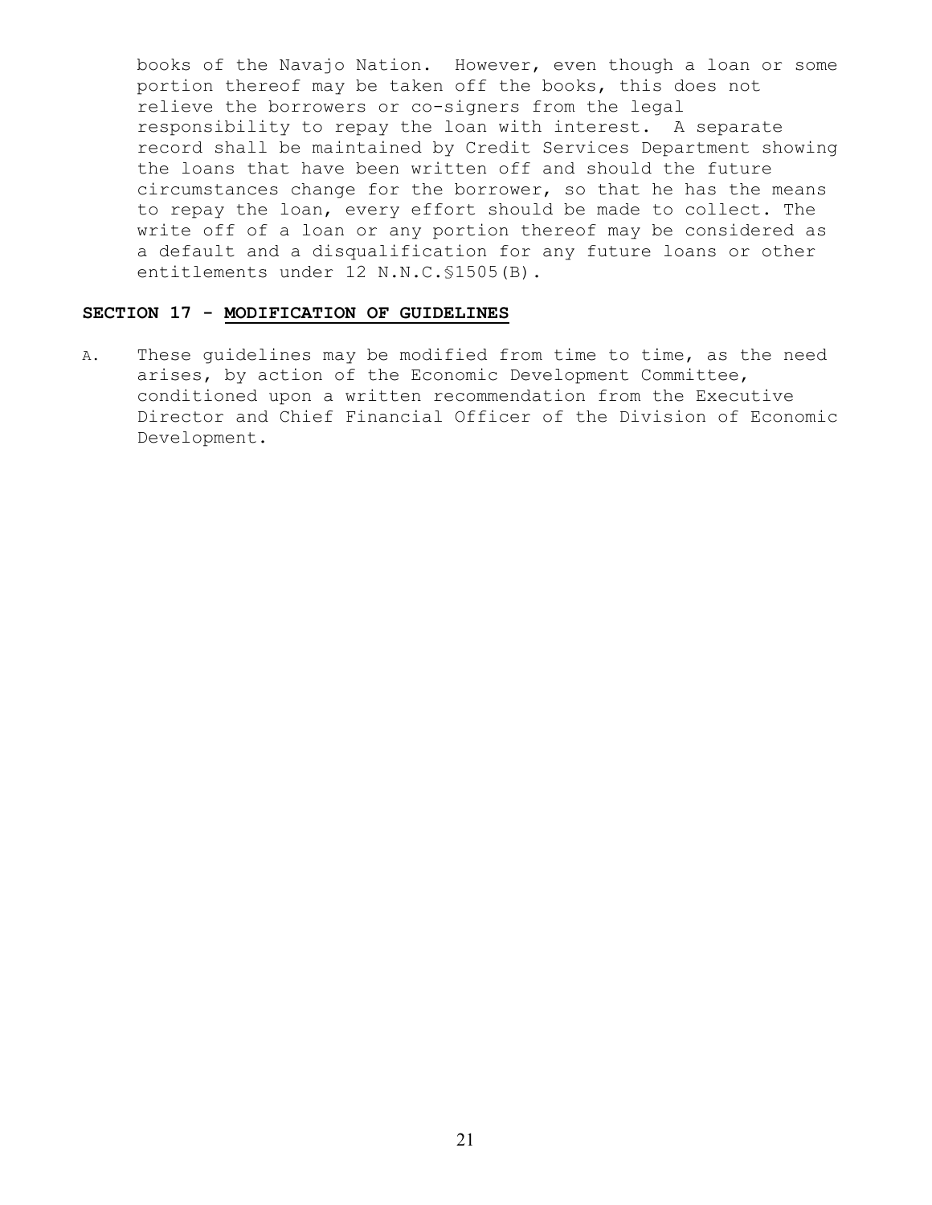books of the Navajo Nation. However, even though a loan or some portion thereof may be taken off the books, this does not relieve the borrowers or co-signers from the legal responsibility to repay the loan with interest. A separate record shall be maintained by Credit Services Department showing the loans that have been written off and should the future circumstances change for the borrower, so that he has the means to repay the loan, every effort should be made to collect. The write off of a loan or any portion thereof may be considered as a default and a disqualification for any future loans or other entitlements under 12 N.N.C.§1505(B).

## SECTION 17 - MODIFICATION OF GUIDELINES

A. These guidelines may be modified from time to time, as the need arises, by action of the Economic Development Committee, conditioned upon a written recommendation from the Executive Director and Chief Financial Officer of the Division of Economic Development.